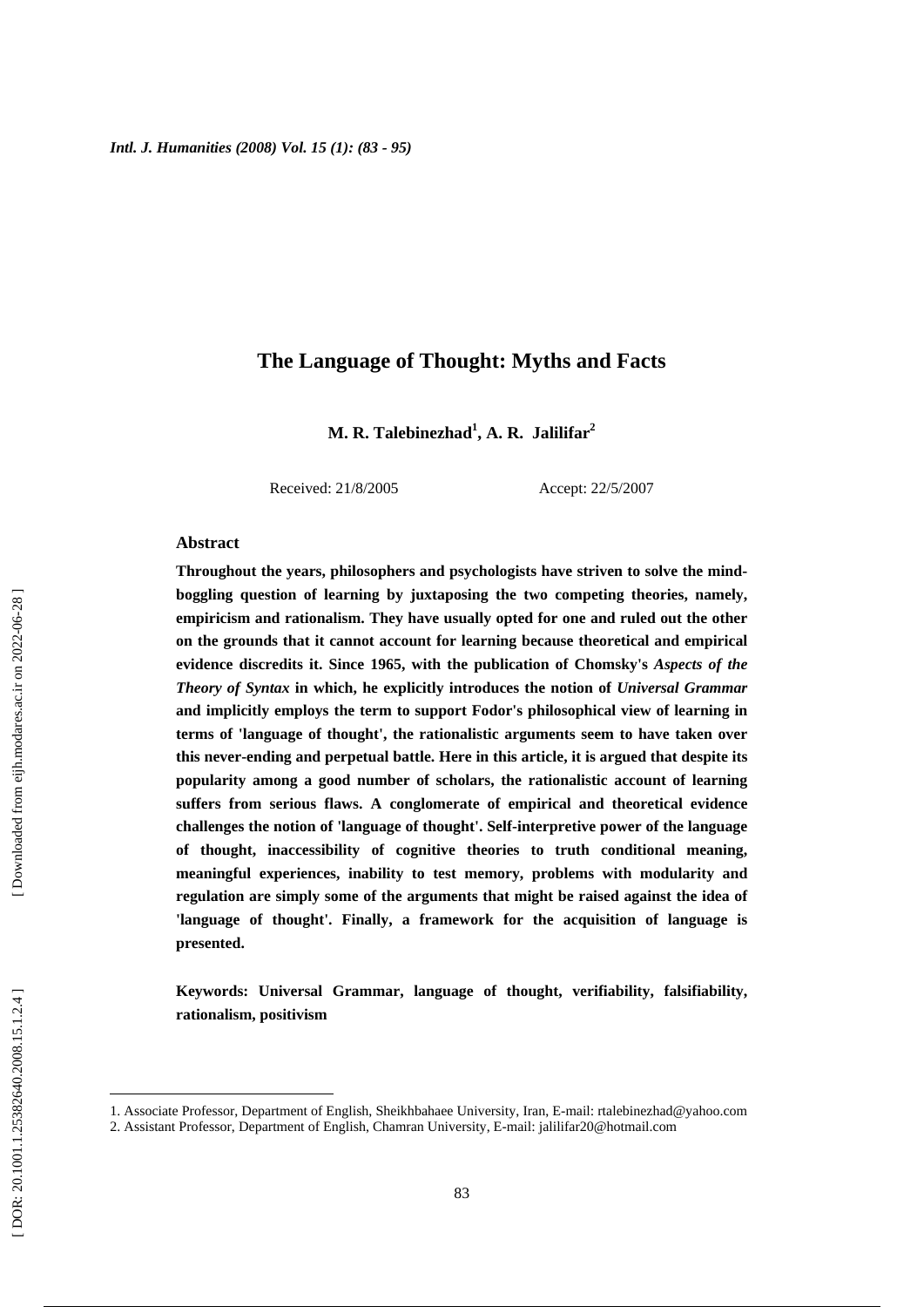# The Language of Thought: Myths and Facts

**M. R. Talebinezhad[1], A. R. Jalilifar[2]**

Received: 21/8/2005 Accept: 22/5/2007

## Abstract

**Throughout the years, philosophers and psychologists have striven to solve the mind-boggling question of learning by juxtaposing the two competing theories, namely, empiricism and rationalism. They have usually opted for one and ruled out the other on the grounds that it cannot account for learning because theoretical and empirical evidence discredits it. Since 1965, with the publication of Chomsky's *Aspects of the Theory of Syntax* in which, he explicitly introduces the notion of *Universal Grammar* and implicitly employs the term to support Fodor's philosophical view of learning in terms of 'language of thought', the rationalistic arguments seem to have taken over this never-ending and perpetual battle. Here in this article, it is argued that despite its popularity among a good number of scholars, the rationalistic account of learning suffers from serious flaws. A conglomerate of empirical and theoretical evidence challenges the notion of 'language of thought'. Self-interpretive power of the language of thought, inaccessibility of cognitive theories to truth conditional meaning, meaningful experiences, inability to test memory, problems with modularity and regulation are simply some of the arguments that might be raised against the idea of 'language of thought'. Finally, a framework for the acquisition of language is presented.**

**Keywords: Universal Grammar, language of thought, verifiability, falsifiability, rationalism, positivism**

---

1. Associate Professor, Department of English, Sheikhbahaee University, Iran, E-mail: rtalebinezhad@yahoo.com
2. Assistant Professor, Department of English, Chamran University, E-mail: jalilifar20@hotmail.com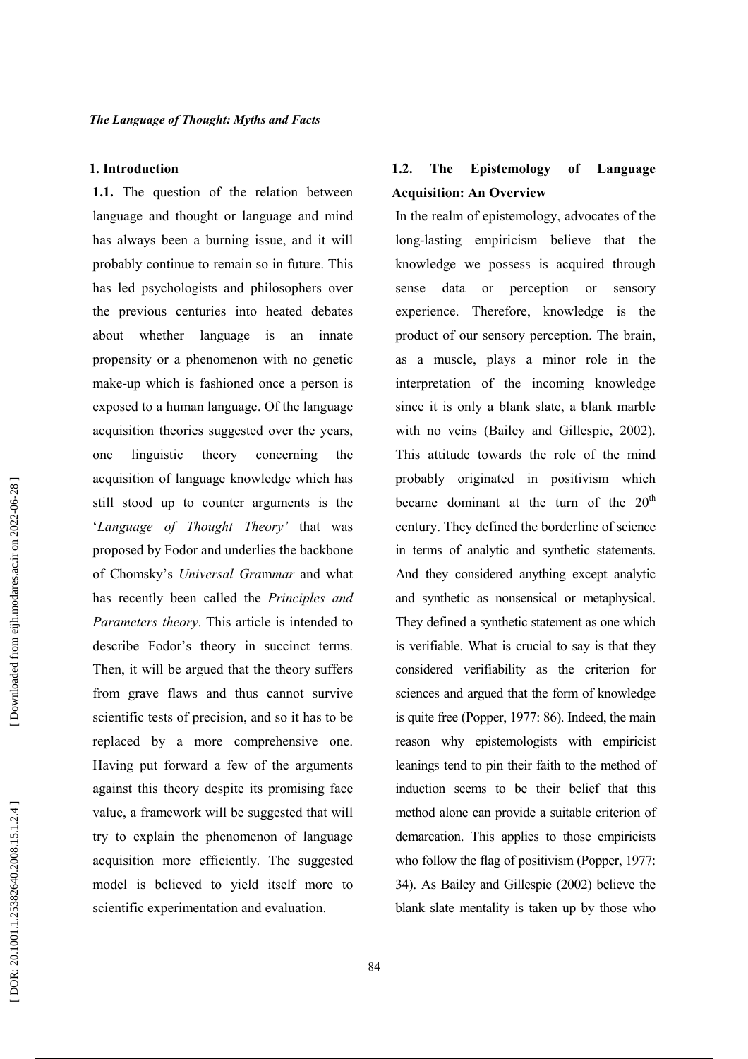## 1. Introduction

**1.1.** The question of the relation between language and thought or language and mind has always been a burning issue, and it will probably continue to remain so in future. This has led psychologists and philosophers over the previous centuries into heated debates about whether language is an innate propensity or a phenomenon with no genetic make-up which is fashioned once a person is exposed to a human language. Of the language acquisition theories suggested over the years, one linguistic theory concerning the acquisition of language knowledge which has still stood up to counter arguments is the '*Language of Thought Theory'* that was proposed by Fodor and underlies the backbone of Chomsky's *Universal Grammar* and what has recently been called the *Principles and Parameters theory*. This article is intended to describe Fodor's theory in succinct terms. Then, it will be argued that the theory suffers from grave flaws and thus cannot survive scientific tests of precision, and so it has to be replaced by a more comprehensive one. Having put forward a few of the arguments against this theory despite its promising face value, a framework will be suggested that will try to explain the phenomenon of language acquisition more efficiently. The suggested model is believed to yield itself more to scientific experimentation and evaluation.

### 1.2. The Epistemology of Language Acquisition: An Overview

In the realm of epistemology, advocates of the long-lasting empiricism believe that the knowledge we possess is acquired through sense data or perception or sensory experience. Therefore, knowledge is the product of our sensory perception. The brain, as a muscle, plays a minor role in the interpretation of the incoming knowledge since it is only a blank slate, a blank marble with no veins (Bailey and Gillespie, 2002). This attitude towards the role of the mind probably originated in positivism which became dominant at the turn of the 20th century. They defined the borderline of science in terms of analytic and synthetic statements. And they considered anything except analytic and synthetic as nonsensical or metaphysical. They defined a synthetic statement as one which is verifiable. What is crucial to say is that they considered verifiability as the criterion for sciences and argued that the form of knowledge is quite free (Popper, 1977: 86). Indeed, the main reason why epistemologists with empiricist leanings tend to pin their faith to the method of induction seems to be their belief that this method alone can provide a suitable criterion of demarcation. This applies to those empiricists who follow the flag of positivism (Popper, 1977: 34). As Bailey and Gillespie (2002) believe the blank slate mentality is taken up by those who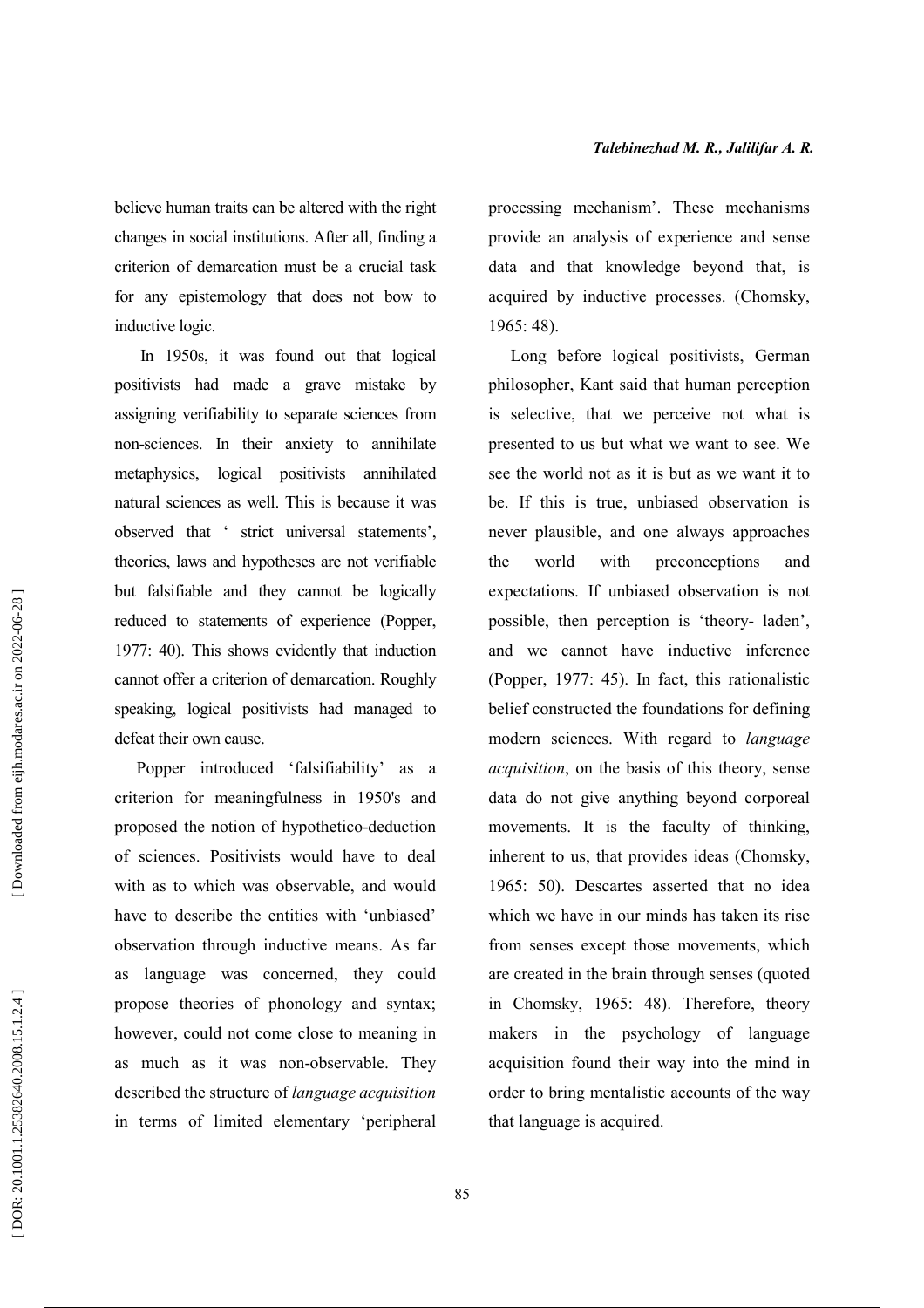believe human traits can be altered with the right changes in social institutions. After all, finding a criterion of demarcation must be a crucial task for any epistemology that does not bow to inductive logic.

In 1950s, it was found out that logical positivists had made a grave mistake by assigning verifiability to separate sciences from non-sciences. In their anxiety to annihilate metaphysics, logical positivists annihilated natural sciences as well. This is because it was observed that ' strict universal statements', theories, laws and hypotheses are not verifiable but falsifiable and they cannot be logically reduced to statements of experience (Popper, 1977: 40). This shows evidently that induction cannot offer a criterion of demarcation. Roughly speaking, logical positivists had managed to defeat their own cause.

Popper introduced 'falsifiability' as a criterion for meaningfulness in 1950's and proposed the notion of hypothetico-deduction of sciences. Positivists would have to deal with as to which was observable, and would have to describe the entities with 'unbiased' observation through inductive means. As far as language was concerned, they could propose theories of phonology and syntax; however, could not come close to meaning in as much as it was non-observable. They described the structure of *language acquisition* in terms of limited elementary 'peripheral processing mechanism'. These mechanisms provide an analysis of experience and sense data and that knowledge beyond that, is acquired by inductive processes. (Chomsky, 1965: 48).

Long before logical positivists, German philosopher, Kant said that human perception is selective, that we perceive not what is presented to us but what we want to see. We see the world not as it is but as we want it to be. If this is true, unbiased observation is never plausible, and one always approaches the world with preconceptions and expectations. If unbiased observation is not possible, then perception is 'theory- laden', and we cannot have inductive inference (Popper, 1977: 45). In fact, this rationalistic belief constructed the foundations for defining modern sciences. With regard to *language acquisition*, on the basis of this theory, sense data do not give anything beyond corporeal movements. It is the faculty of thinking, inherent to us, that provides ideas (Chomsky, 1965: 50). Descartes asserted that no idea which we have in our minds has taken its rise from senses except those movements, which are created in the brain through senses (quoted in Chomsky, 1965: 48). Therefore, theory makers in the psychology of language acquisition found their way into the mind in order to bring mentalistic accounts of the way that language is acquired.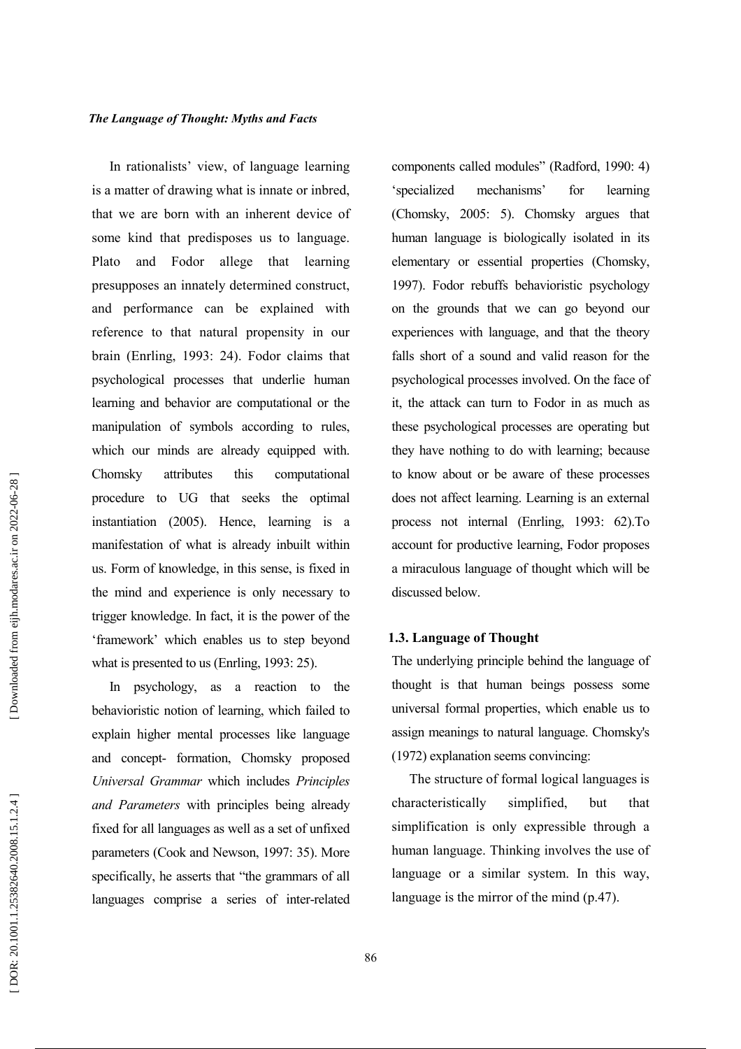In rationalists' view, of language learning is a matter of drawing what is innate or inbred, that we are born with an inherent device of some kind that predisposes us to language. Plato and Fodor allege that learning presupposes an innately determined construct, and performance can be explained with reference to that natural propensity in our brain (Enrling, 1993: 24). Fodor claims that psychological processes that underlie human learning and behavior are computational or the manipulation of symbols according to rules, which our minds are already equipped with. Chomsky attributes this computational procedure to UG that seeks the optimal instantiation (2005). Hence, learning is a manifestation of what is already inbuilt within us. Form of knowledge, in this sense, is fixed in the mind and experience is only necessary to trigger knowledge. In fact, it is the power of the 'framework' which enables us to step beyond what is presented to us (Enrling, 1993: 25).

In psychology, as a reaction to the behavioristic notion of learning, which failed to explain higher mental processes like language and concept- formation, Chomsky proposed *Universal Grammar* which includes *Principles and Parameters* with principles being already fixed for all languages as well as a set of unfixed parameters (Cook and Newson, 1997: 35). More specifically, he asserts that "the grammars of all languages comprise a series of inter-related components called modules" (Radford, 1990: 4) 'specialized mechanisms' for learning (Chomsky, 2005: 5). Chomsky argues that human language is biologically isolated in its elementary or essential properties (Chomsky, 1997). Fodor rebuffs behavioristic psychology on the grounds that we can go beyond our experiences with language, and that the theory falls short of a sound and valid reason for the psychological processes involved. On the face of it, the attack can turn to Fodor in as much as these psychological processes are operating but they have nothing to do with learning; because to know about or be aware of these processes does not affect learning. Learning is an external process not internal (Enrling, 1993: 62).To account for productive learning, Fodor proposes a miraculous language of thought which will be discussed below.

### 1.3. Language of Thought

The underlying principle behind the language of thought is that human beings possess some universal formal properties, which enable us to assign meanings to natural language. Chomsky's (1972) explanation seems convincing:

> The structure of formal logical languages is characteristically simplified, but that simplification is only expressible through a human language. Thinking involves the use of language or a similar system. In this way, language is the mirror of the mind (p.47).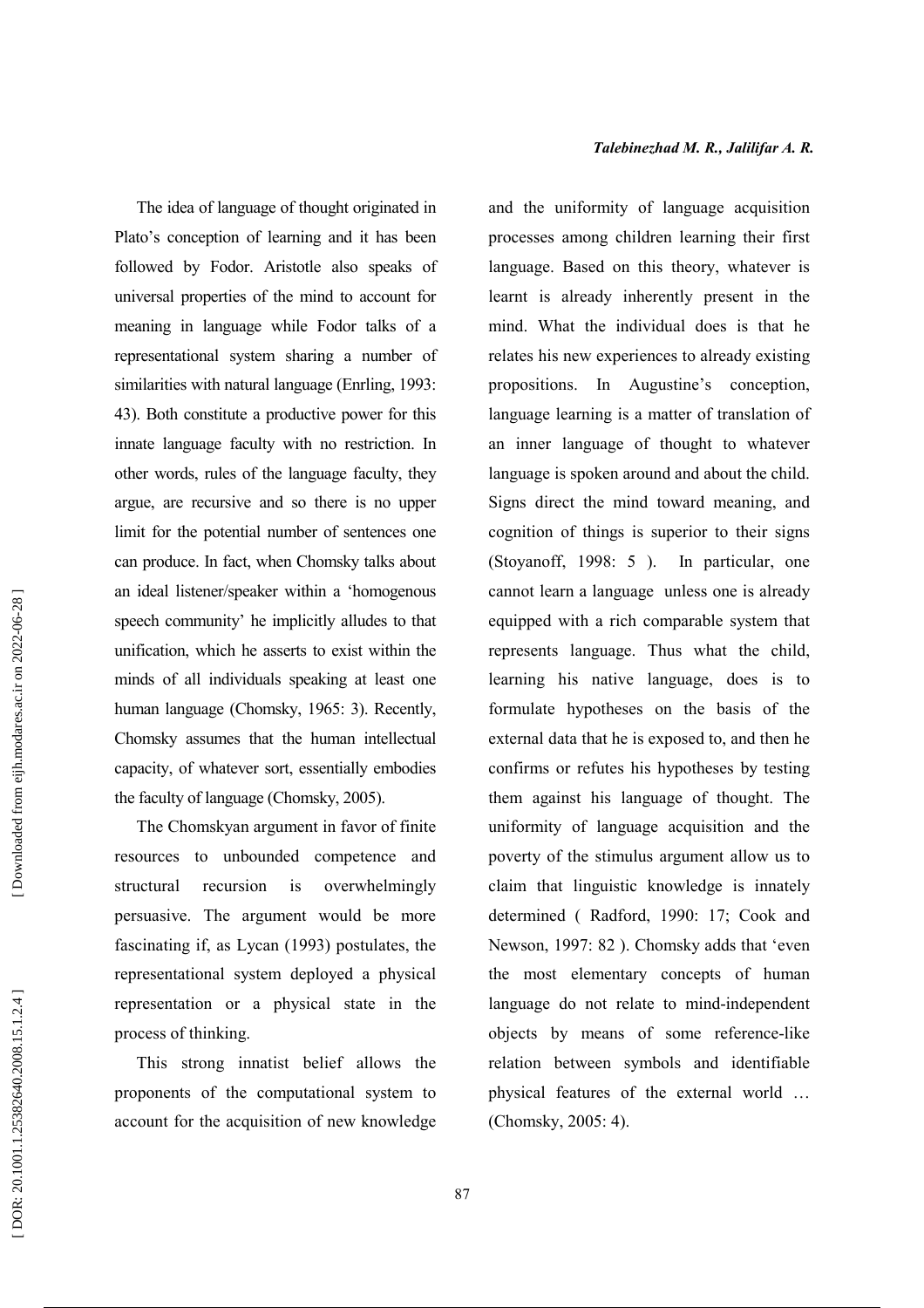The idea of language of thought originated in Plato's conception of learning and it has been followed by Fodor. Aristotle also speaks of universal properties of the mind to account for meaning in language while Fodor talks of a representational system sharing a number of similarities with natural language (Enrling, 1993: 43). Both constitute a productive power for this innate language faculty with no restriction. In other words, rules of the language faculty, they argue, are recursive and so there is no upper limit for the potential number of sentences one can produce. In fact, when Chomsky talks about an ideal listener/speaker within a 'homogenous speech community' he implicitly alludes to that unification, which he asserts to exist within the minds of all individuals speaking at least one human language (Chomsky, 1965: 3). Recently, Chomsky assumes that the human intellectual capacity, of whatever sort, essentially embodies the faculty of language (Chomsky, 2005).

The Chomskyan argument in favor of finite resources to unbounded competence and structural recursion is overwhelmingly persuasive. The argument would be more fascinating if, as Lycan (1993) postulates, the representational system deployed a physical representation or a physical state in the process of thinking.

This strong innatist belief allows the proponents of the computational system to account for the acquisition of new knowledge and the uniformity of language acquisition processes among children learning their first language. Based on this theory, whatever is learnt is already inherently present in the mind. What the individual does is that he relates his new experiences to already existing propositions. In Augustine's conception, language learning is a matter of translation of an inner language of thought to whatever language is spoken around and about the child. Signs direct the mind toward meaning, and cognition of things is superior to their signs (Stoyanoff, 1998: 5 ). In particular, one cannot learn a language unless one is already equipped with a rich comparable system that represents language. Thus what the child, learning his native language, does is to formulate hypotheses on the basis of the external data that he is exposed to, and then he confirms or refutes his hypotheses by testing them against his language of thought. The uniformity of language acquisition and the poverty of the stimulus argument allow us to claim that linguistic knowledge is innately determined ( Radford, 1990: 17; Cook and Newson, 1997: 82 ). Chomsky adds that 'even the most elementary concepts of human language do not relate to mind-independent objects by means of some reference-like relation between symbols and identifiable physical features of the external world … (Chomsky, 2005: 4).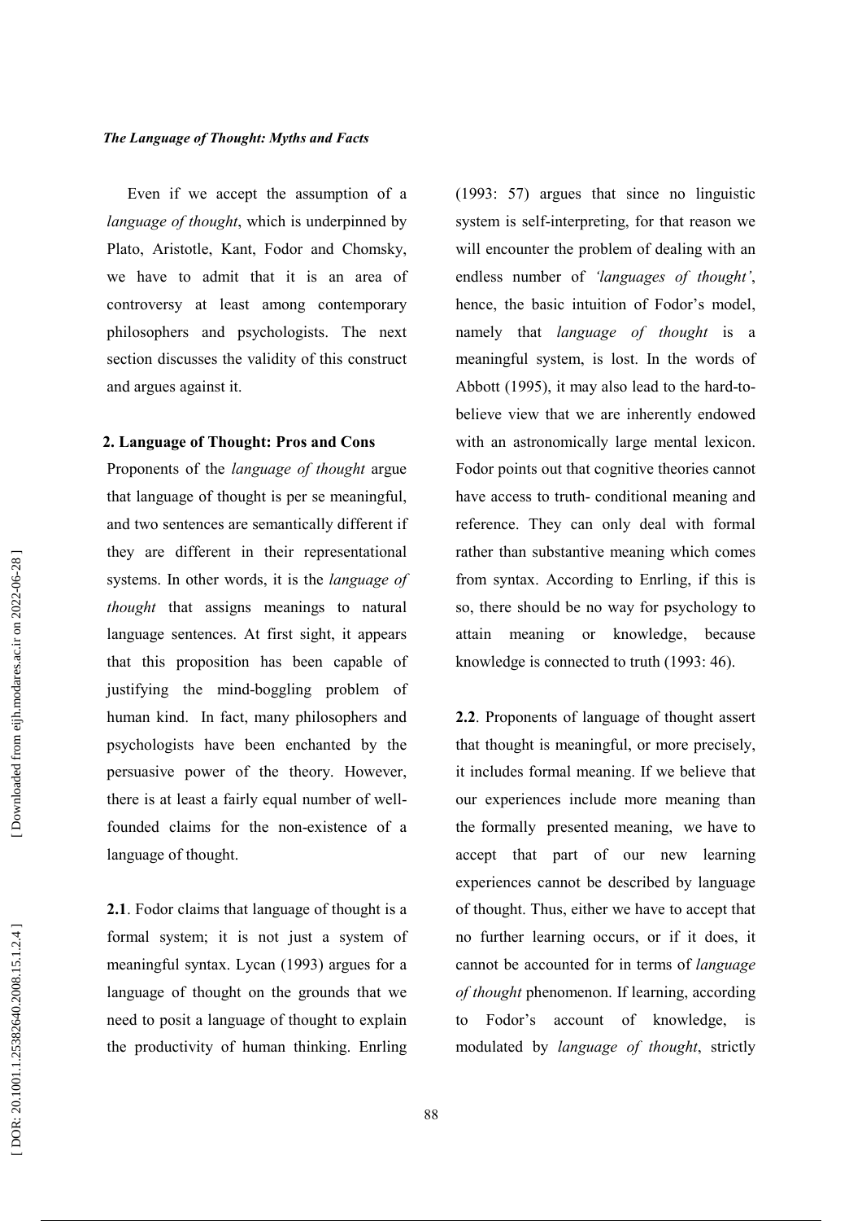Even if we accept the assumption of a *language of thought*, which is underpinned by Plato, Aristotle, Kant, Fodor and Chomsky, we have to admit that it is an area of controversy at least among contemporary philosophers and psychologists. The next section discusses the validity of this construct and argues against it.

## 2. Language of Thought: Pros and Cons

Proponents of the *language of thought* argue that language of thought is per se meaningful, and two sentences are semantically different if they are different in their representational systems. In other words, it is the *language of thought* that assigns meanings to natural language sentences. At first sight, it appears that this proposition has been capable of justifying the mind-boggling problem of human kind. In fact, many philosophers and psychologists have been enchanted by the persuasive power of the theory. However, there is at least a fairly equal number of well-founded claims for the non-existence of a language of thought.

**2.1**. Fodor claims that language of thought is a formal system; it is not just a system of meaningful syntax. Lycan (1993) argues for a language of thought on the grounds that we need to posit a language of thought to explain the productivity of human thinking. Enrling (1993: 57) argues that since no linguistic system is self-interpreting, for that reason we will encounter the problem of dealing with an endless number of *'languages of thought'*, hence, the basic intuition of Fodor's model, namely that *language of thought* is a meaningful system, is lost. In the words of Abbott (1995), it may also lead to the hard-to-believe view that we are inherently endowed with an astronomically large mental lexicon. Fodor points out that cognitive theories cannot have access to truth- conditional meaning and reference. They can only deal with formal rather than substantive meaning which comes from syntax. According to Enrling, if this is so, there should be no way for psychology to attain meaning or knowledge, because knowledge is connected to truth (1993: 46).

**2.2**. Proponents of language of thought assert that thought is meaningful, or more precisely, it includes formal meaning. If we believe that our experiences include more meaning than the formally presented meaning, we have to accept that part of our new learning experiences cannot be described by language of thought. Thus, either we have to accept that no further learning occurs, or if it does, it cannot be accounted for in terms of *language of thought* phenomenon. If learning, according to Fodor's account of knowledge, is modulated by *language of thought*, strictly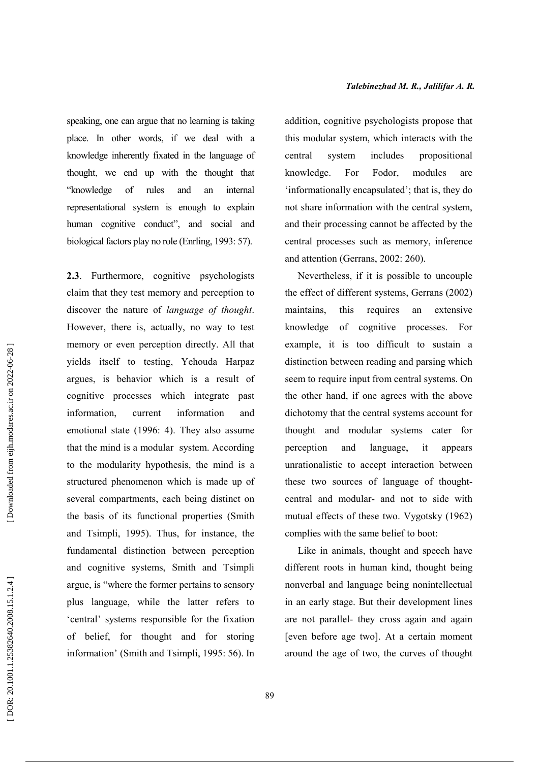speaking, one can argue that no learning is taking place. In other words, if we deal with a knowledge inherently fixated in the language of thought, we end up with the thought that "knowledge of rules and an internal representational system is enough to explain human cognitive conduct", and social and biological factors play no role (Enrling, 1993: 57).

**2.3**. Furthermore, cognitive psychologists claim that they test memory and perception to discover the nature of *language of thought*. However, there is, actually, no way to test memory or even perception directly. All that yields itself to testing, Yehouda Harpaz argues, is behavior which is a result of cognitive processes which integrate past information, current information and emotional state (1996: 4). They also assume that the mind is a modular system. According to the modularity hypothesis, the mind is a structured phenomenon which is made up of several compartments, each being distinct on the basis of its functional properties (Smith and Tsimpli, 1995). Thus, for instance, the fundamental distinction between perception and cognitive systems, Smith and Tsimpli argue, is "where the former pertains to sensory plus language, while the latter refers to 'central' systems responsible for the fixation of belief, for thought and for storing information' (Smith and Tsimpli, 1995: 56). In addition, cognitive psychologists propose that this modular system, which interacts with the central system includes propositional knowledge. For Fodor, modules are 'informationally encapsulated'; that is, they do not share information with the central system, and their processing cannot be affected by the central processes such as memory, inference and attention (Gerrans, 2002: 260).

Nevertheless, if it is possible to uncouple the effect of different systems, Gerrans (2002) maintains, this requires an extensive knowledge of cognitive processes. For example, it is too difficult to sustain a distinction between reading and parsing which seem to require input from central systems. On the other hand, if one agrees with the above dichotomy that the central systems account for thought and modular systems cater for perception and language, it appears unrationalistic to accept interaction between these two sources of language of thought- central and modular- and not to side with mutual effects of these two. Vygotsky (1962) complies with the same belief to boot:

> Like in animals, thought and speech have different roots in human kind, thought being nonverbal and language being nonintellectual in an early stage. But their development lines are not parallel- they cross again and again [even before age two]. At a certain moment around the age of two, the curves of thought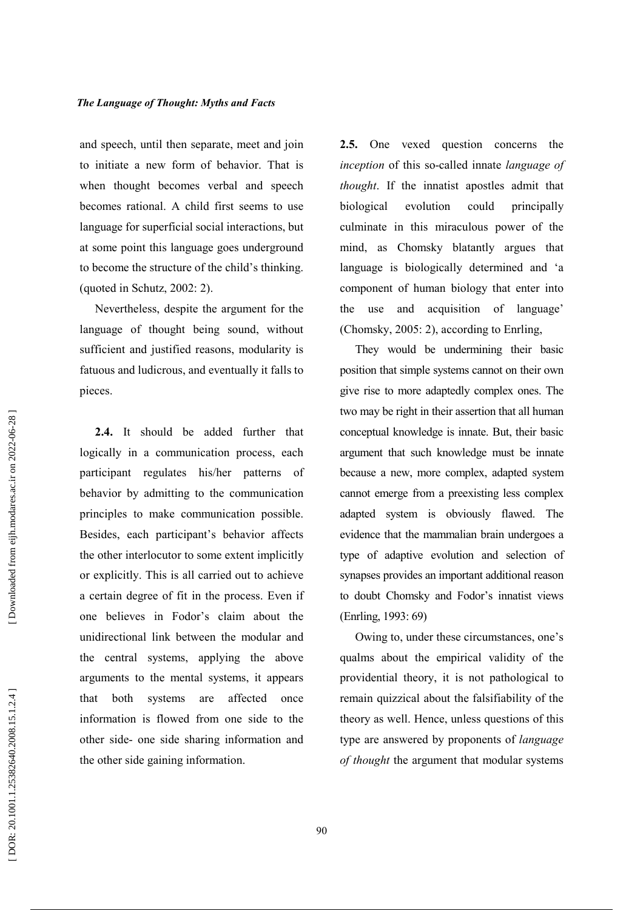and speech, until then separate, meet and join to initiate a new form of behavior. That is when thought becomes verbal and speech becomes rational. A child first seems to use language for superficial social interactions, but at some point this language goes underground to become the structure of the child's thinking. (quoted in Schutz, 2002: 2).

Nevertheless, despite the argument for the language of thought being sound, without sufficient and justified reasons, modularity is fatuous and ludicrous, and eventually it falls to pieces.

**2.4.** It should be added further that logically in a communication process, each participant regulates his/her patterns of behavior by admitting to the communication principles to make communication possible. Besides, each participant's behavior affects the other interlocutor to some extent implicitly or explicitly. This is all carried out to achieve a certain degree of fit in the process. Even if one believes in Fodor's claim about the unidirectional link between the modular and the central systems, applying the above arguments to the mental systems, it appears that both systems are affected once information is flowed from one side to the other side- one side sharing information and the other side gaining information.

**2.5.** One vexed question concerns the *inception* of this so-called innate *language of thought*. If the innatist apostles admit that biological evolution could principally culminate in this miraculous power of the mind, as Chomsky blatantly argues that language is biologically determined and 'a component of human biology that enter into the use and acquisition of language' (Chomsky, 2005: 2), according to Enrling,

> They would be undermining their basic position that simple systems cannot on their own give rise to more adaptedly complex ones. The two may be right in their assertion that all human conceptual knowledge is innate. But, their basic argument that such knowledge must be innate because a new, more complex, adapted system cannot emerge from a preexisting less complex adapted system is obviously flawed. The evidence that the mammalian brain undergoes a type of adaptive evolution and selection of synapses provides an important additional reason to doubt Chomsky and Fodor's innatist views (Enrling, 1993: 69)

Owing to, under these circumstances, one's qualms about the empirical validity of the providential theory, it is not pathological to remain quizzical about the falsifiability of the theory as well. Hence, unless questions of this type are answered by proponents of *language of thought* the argument that modular systems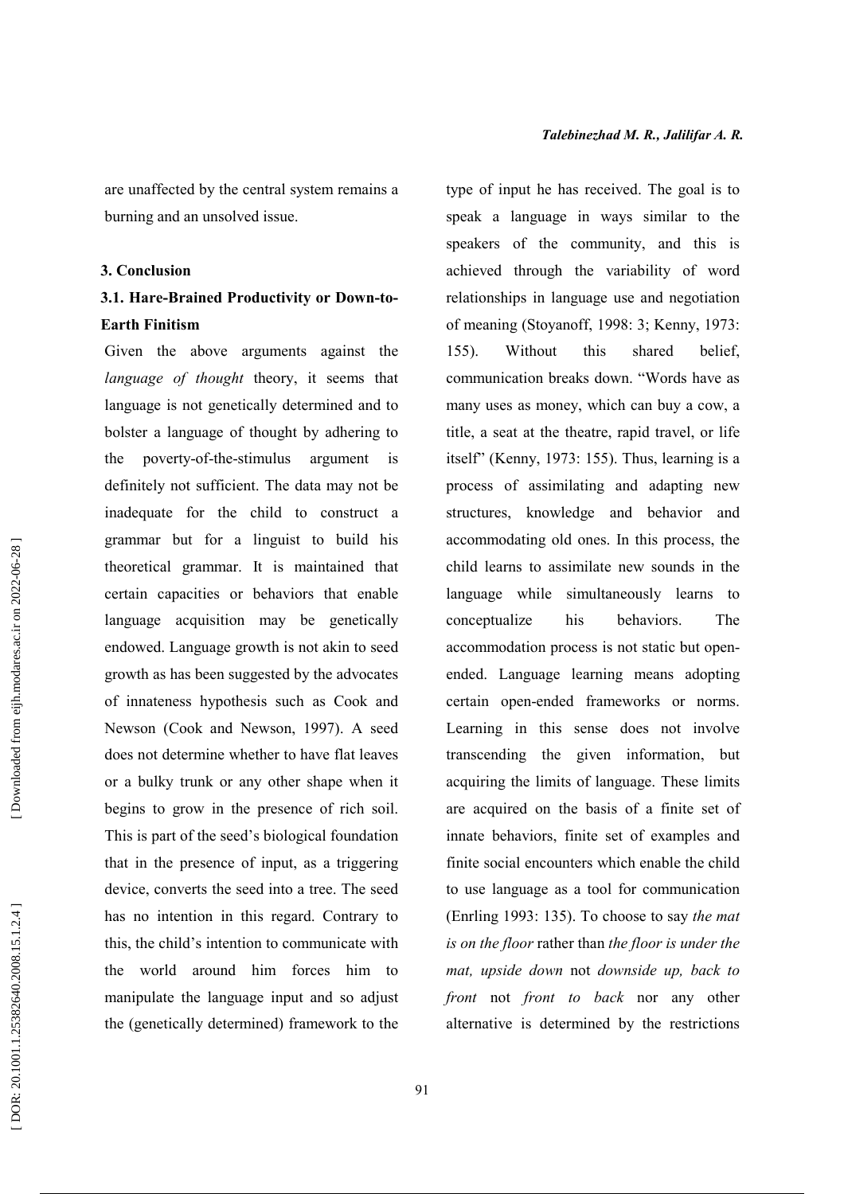are unaffected by the central system remains a burning and an unsolved issue.

## 3. Conclusion

### 3.1. Hare-Brained Productivity or Down-to-Earth Finitism

Given the above arguments against the *language of thought* theory, it seems that language is not genetically determined and to bolster a language of thought by adhering to the poverty-of-the-stimulus argument is definitely not sufficient. The data may not be inadequate for the child to construct a grammar but for a linguist to build his theoretical grammar. It is maintained that certain capacities or behaviors that enable language acquisition may be genetically endowed. Language growth is not akin to seed growth as has been suggested by the advocates of innateness hypothesis such as Cook and Newson (Cook and Newson, 1997). A seed does not determine whether to have flat leaves or a bulky trunk or any other shape when it begins to grow in the presence of rich soil. This is part of the seed's biological foundation that in the presence of input, as a triggering device, converts the seed into a tree. The seed has no intention in this regard. Contrary to this, the child's intention to communicate with the world around him forces him to manipulate the language input and so adjust the (genetically determined) framework to the type of input he has received. The goal is to speak a language in ways similar to the speakers of the community, and this is achieved through the variability of word relationships in language use and negotiation of meaning (Stoyanoff, 1998: 3; Kenny, 1973: 155). Without this shared belief, communication breaks down. "Words have as many uses as money, which can buy a cow, a title, a seat at the theatre, rapid travel, or life itself" (Kenny, 1973: 155). Thus, learning is a process of assimilating and adapting new structures, knowledge and behavior and accommodating old ones. In this process, the child learns to assimilate new sounds in the language while simultaneously learns to conceptualize his behaviors. The accommodation process is not static but open-ended. Language learning means adopting certain open-ended frameworks or norms. Learning in this sense does not involve transcending the given information, but acquiring the limits of language. These limits are acquired on the basis of a finite set of innate behaviors, finite set of examples and finite social encounters which enable the child to use language as a tool for communication (Enrling 1993: 135). To choose to say *the mat is on the floor* rather than *the floor is under the mat, upside down* not *downside up, back to front* not *front to back* nor any other alternative is determined by the restrictions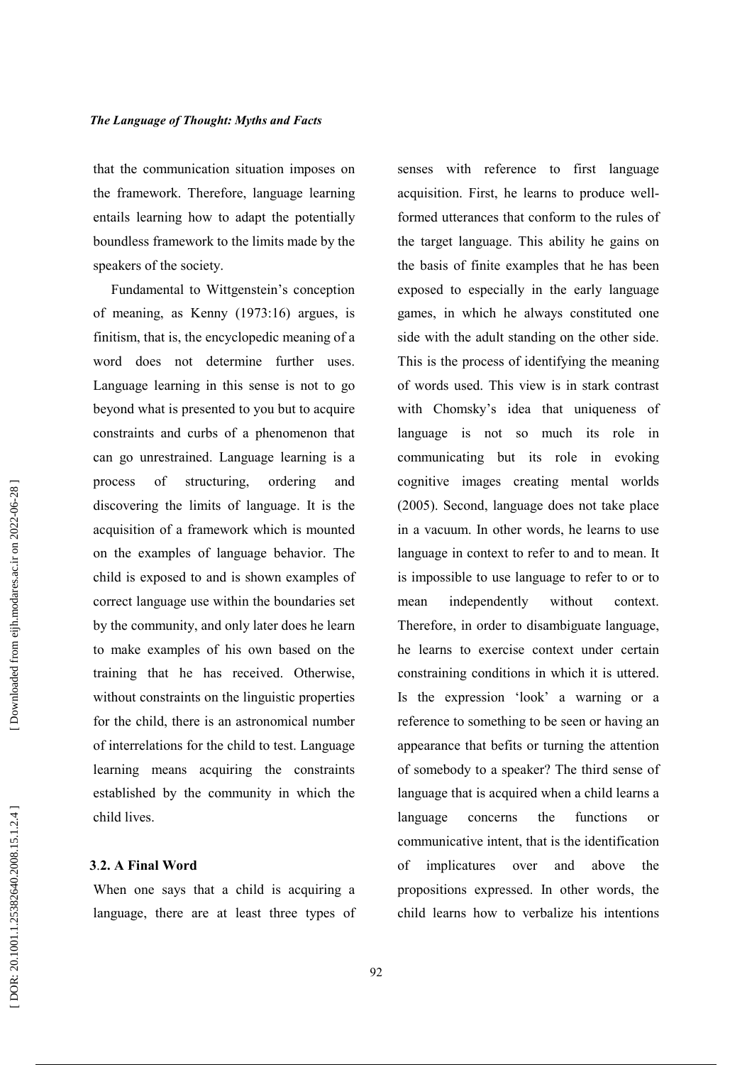that the communication situation imposes on the framework. Therefore, language learning entails learning how to adapt the potentially boundless framework to the limits made by the speakers of the society.

Fundamental to Wittgenstein's conception of meaning, as Kenny (1973:16) argues, is finitism, that is, the encyclopedic meaning of a word does not determine further uses. Language learning in this sense is not to go beyond what is presented to you but to acquire constraints and curbs of a phenomenon that can go unrestrained. Language learning is a process of structuring, ordering and discovering the limits of language. It is the acquisition of a framework which is mounted on the examples of language behavior. The child is exposed to and is shown examples of correct language use within the boundaries set by the community, and only later does he learn to make examples of his own based on the training that he has received. Otherwise, without constraints on the linguistic properties for the child, there is an astronomical number of interrelations for the child to test. Language learning means acquiring the constraints established by the community in which the child lives.

### 3.2. A Final Word

When one says that a child is acquiring a language, there are at least three types of senses with reference to first language acquisition. First, he learns to produce well-formed utterances that conform to the rules of the target language. This ability he gains on the basis of finite examples that he has been exposed to especially in the early language games, in which he always constituted one side with the adult standing on the other side. This is the process of identifying the meaning of words used. This view is in stark contrast with Chomsky's idea that uniqueness of language is not so much its role in communicating but its role in evoking cognitive images creating mental worlds (2005). Second, language does not take place in a vacuum. In other words, he learns to use language in context to refer to and to mean. It is impossible to use language to refer to or to mean independently without context. Therefore, in order to disambiguate language, he learns to exercise context under certain constraining conditions in which it is uttered. Is the expression 'look' a warning or a reference to something to be seen or having an appearance that befits or turning the attention of somebody to a speaker? The third sense of language that is acquired when a child learns a language concerns the functions or communicative intent, that is the identification of implicatures over and above the propositions expressed. In other words, the child learns how to verbalize his intentions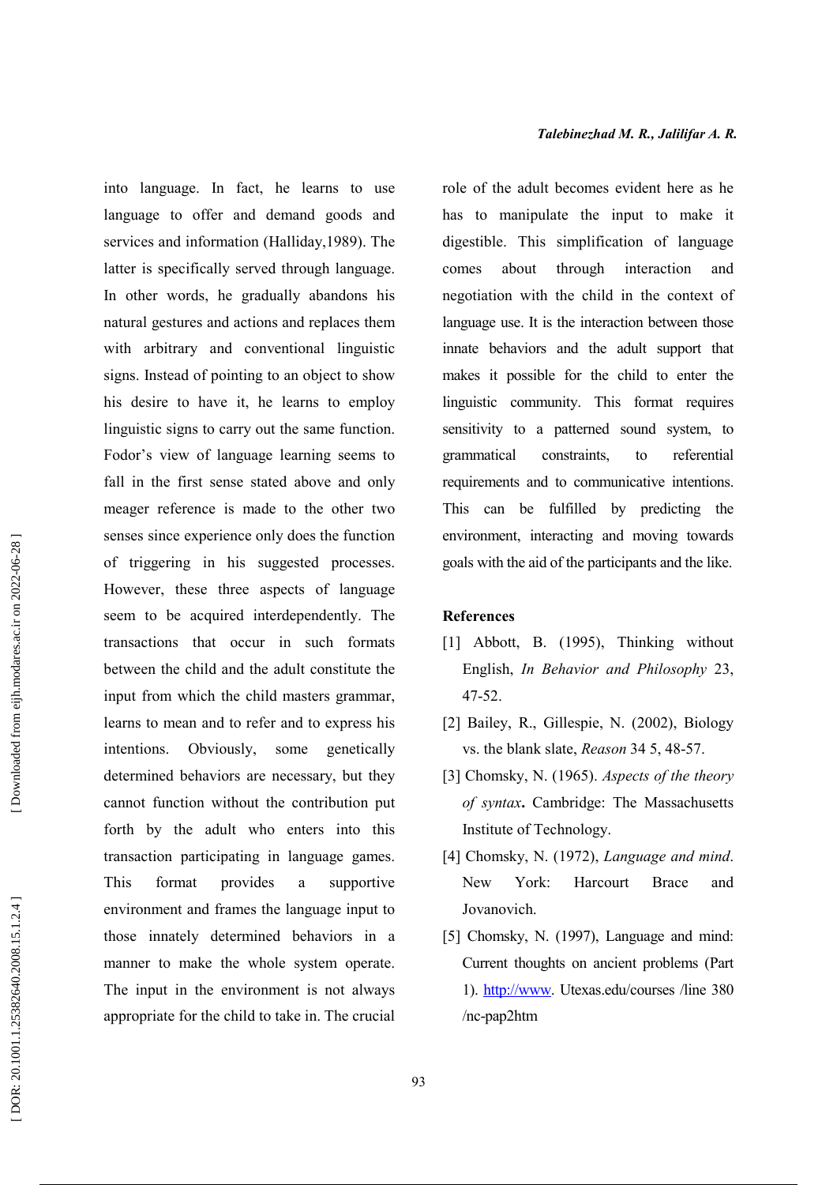into language. In fact, he learns to use language to offer and demand goods and services and information (Halliday,1989). The latter is specifically served through language. In other words, he gradually abandons his natural gestures and actions and replaces them with arbitrary and conventional linguistic signs. Instead of pointing to an object to show his desire to have it, he learns to employ linguistic signs to carry out the same function. Fodor's view of language learning seems to fall in the first sense stated above and only meager reference is made to the other two senses since experience only does the function of triggering in his suggested processes. However, these three aspects of language seem to be acquired interdependently. The transactions that occur in such formats between the child and the adult constitute the input from which the child masters grammar, learns to mean and to refer and to express his intentions. Obviously, some genetically determined behaviors are necessary, but they cannot function without the contribution put forth by the adult who enters into this transaction participating in language games. This format provides a supportive environment and frames the language input to those innately determined behaviors in a manner to make the whole system operate. The input in the environment is not always appropriate for the child to take in. The crucial role of the adult becomes evident here as he has to manipulate the input to make it digestible. This simplification of language comes about through interaction and negotiation with the child in the context of language use. It is the interaction between those innate behaviors and the adult support that makes it possible for the child to enter the linguistic community. This format requires sensitivity to a patterned sound system, to grammatical constraints, to referential requirements and to communicative intentions. This can be fulfilled by predicting the environment, interacting and moving towards goals with the aid of the participants and the like.

**References**

[1] Abbott, B. (1995), Thinking without English, *In Behavior and Philosophy* 23, 47-52.

[2] Bailey, R., Gillespie, N. (2002), Biology vs. the blank slate, *Reason* 34 5, 48-57.

[3] Chomsky, N. (1965). *Aspects of the theory of syntax*. Cambridge: The Massachusetts Institute of Technology.

[4] Chomsky, N. (1972), *Language and mind*. New York: Harcourt Brace and Jovanovich.

[5] Chomsky, N. (1997), Language and mind: Current thoughts on ancient problems (Part 1). http://www. Utexas.edu/courses /line 380 /nc-pap2htm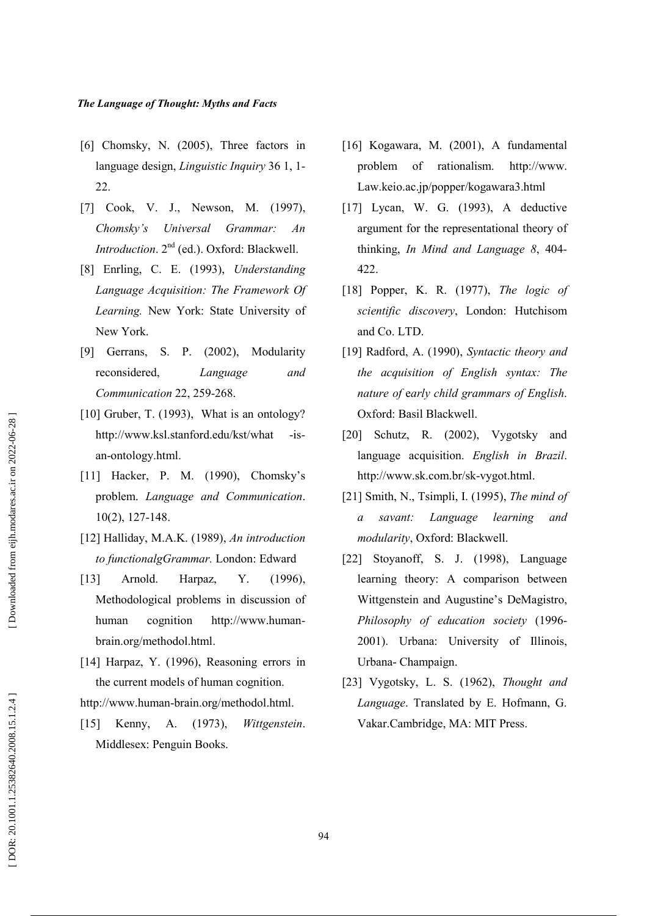[6] Chomsky, N. (2005), Three factors in language design, *Linguistic Inquiry* 36 1, 1-22.

[7] Cook, V. J., Newson, M. (1997), *Chomsky's Universal Grammar: An Introduction*. 2nd (ed.). Oxford: Blackwell.

[8] Enrling, C. E. (1993), *Understanding Language Acquisition: The Framework Of Learning.* New York: State University of New York.

[9] Gerrans, S. P. (2002), Modularity reconsidered, *Language and Communication* 22, 259-268.

[10] Gruber, T. (1993), What is an ontology? http://www.ksl.stanford.edu/kst/what -is-an-ontology.html.

[11] Hacker, P. M. (1990), Chomsky's problem. *Language and Communication*. 10(2), 127-148.

[12] Halliday, M.A.K. (1989), *An introduction to functionalgGrammar.* London: Edward

[13] Arnold. Harpaz, Y. (1996), Methodological problems in discussion of human cognition http://www.human-brain.org/methodol.html.

[14] Harpaz, Y. (1996), Reasoning errors in the current models of human cognition. http://www.human-brain.org/methodol.html.

[15] Kenny, A. (1973), *Wittgenstein*. Middlesex: Penguin Books.

[16] Kogawara, M. (2001), A fundamental problem of rationalism. http://www. Law.keio.ac.jp/popper/kogawara3.html

[17] Lycan, W. G. (1993), A deductive argument for the representational theory of thinking, *In Mind and Language 8*, 404-422.

[18] Popper, K. R. (1977), *The logic of scientific discovery*, London: Hutchisom and Co. LTD.

[19] Radford, A. (1990), *Syntactic theory and the acquisition of English syntax: The nature of* e*arly child grammars of English*. Oxford: Basil Blackwell.

[20] Schutz, R. (2002), Vygotsky and language acquisition. *English in Brazil*. http://www.sk.com.br/sk-vygot.html.

[21] Smith, N., Tsimpli, I. (1995), *The mind of a savant: Language learning and modularity*, Oxford: Blackwell.

[22] Stoyanoff, S. J. (1998), Language learning theory: A comparison between Wittgenstein and Augustine's DeMagistro, *Philosophy of education society* (1996-2001). Urbana: University of Illinois, Urbana- Champaign.

[23] Vygotsky, L. S. (1962), *Thought and Language*. Translated by E. Hofmann, G. Vakar.Cambridge, MA: MIT Press.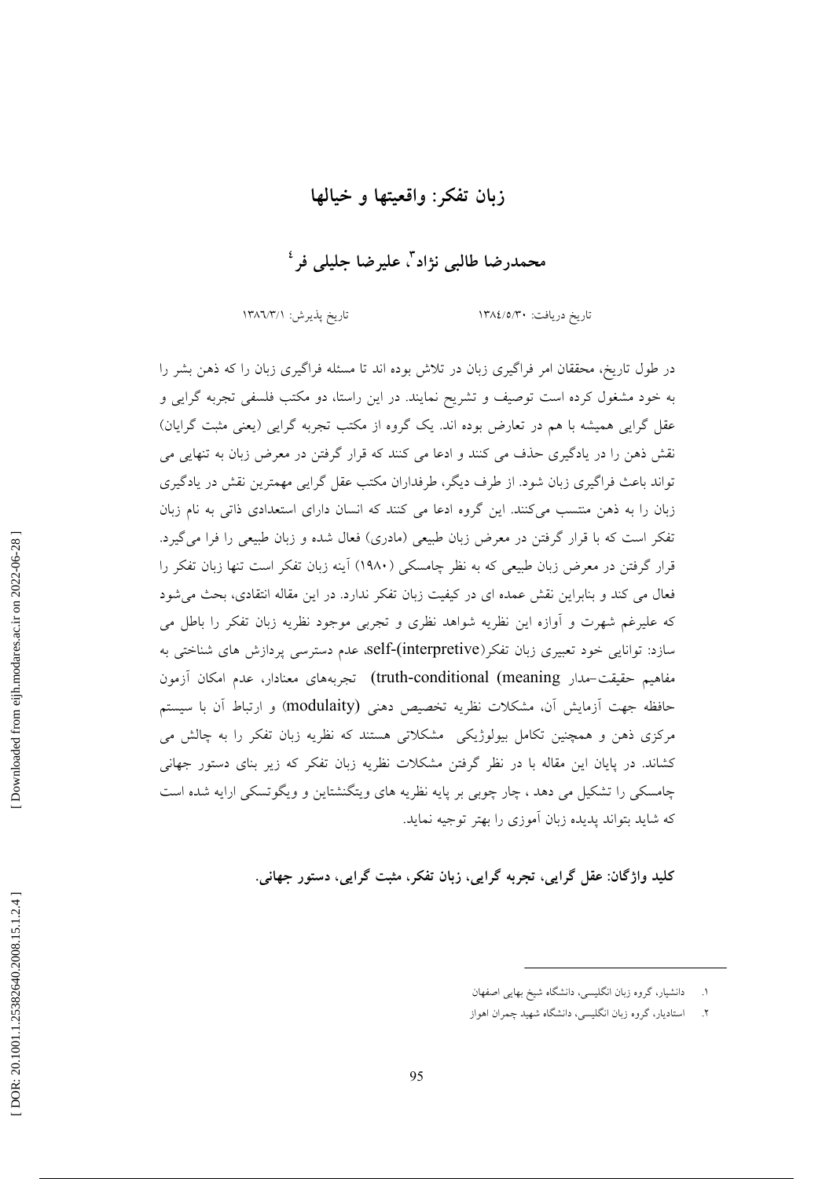# زبان تفکر: واقعیتها و خیالها

## محمدرضا طالبی نژاد[3]، علیرضا جلیلی فر[4]

تاریخ دریافت: ۱۳۸٤/٥/۳۰ تاریخ پذیرش: ۱۳۸٦/۳/۱

در طول تاریخ، محققان امر فراگیری زبان در تلاش بوده اند تا مسئله فراگیری زبان را که ذهن بشر را به خود مشغول کرده است توصیف و تشریح نمایند. در این راستا، دو مکتب فلسفی تجربه گرایی و عقل گرایی همیشه با هم در تعارض بوده اند. یک گروه از مکتب تجربه گرایی (یعنی مثبت گرایان) نقش ذهن را در یادگیری حذف می کنند و ادعا می کنند که قرار گرفتن در معرض زبان به تنهایی می تواند باعث فراگیری زبان شود. از طرف دیگر، طرفداران مکتب عقل گرایی مهمترین نقش در یادگیری زبان را به ذهن منتسب می‌کنند. این گروه ادعا می کنند که انسان دارای استعدادی ذاتی به نام زبان تفکر است که با قرار گرفتن در معرض زبان طبیعی (مادری) فعال شده و زبان طبیعی را فرا می‌گیرد. قرار گرفتن در معرض زبان طبیعی که به نظر چامسکی (۱۹۸۰) آینه زبان تفکر است تنها زبان تفکر را فعال می کند و بنابراین نقش عمده ای در کیفیت زبان تفکر ندارد. در این مقاله انتقادی، بحث می‌شود که علیرغم شهرت و آوازه این نظریه شواهد نظری و تجربی موجود نظریه زبان تفکر را باطل می سازد: توانایی خود تعبیری زبان تفکر(self-(interpretive، عدم دسترسی پردازش های شناختی به مفاهیم حقیقت-مدار (truth-conditional (meaning تجربه‌های معنادار، عدم امکان آزمون حافظه جهت آزمایش آن، مشکلات نظریه تخصیص دهنی (modulaity) و ارتباط آن با سیستم مرکزی ذهن و همچنین تکامل بیولوژیکی مشکلاتی هستند که نظریه زبان تفکر را به چالش می کشاند. در پایان این مقاله با در نظر گرفتن مشکلات نظریه زبان تفکر که زیر بنای دستور جهانی چامسکی را تشکیل می دهد ، چار چوبی بر پایه نظریه های ویتگنشتاین و ویگوتسکی ارایه شده است که شاید بتواند پدیده زبان آموزی را بهتر توجیه نماید.

**کلید واژگان: عقل گرایی، تجربه گرایی، زبان تفکر، مثبت گرایی، دستور جهانی.**

---

۱. دانشیار، گروه زبان انگلیسی، دانشگاه شیخ بهایی اصفهان

۲. استادیار، گروه زبان انگلیسی، دانشگاه شهید چمران اهواز